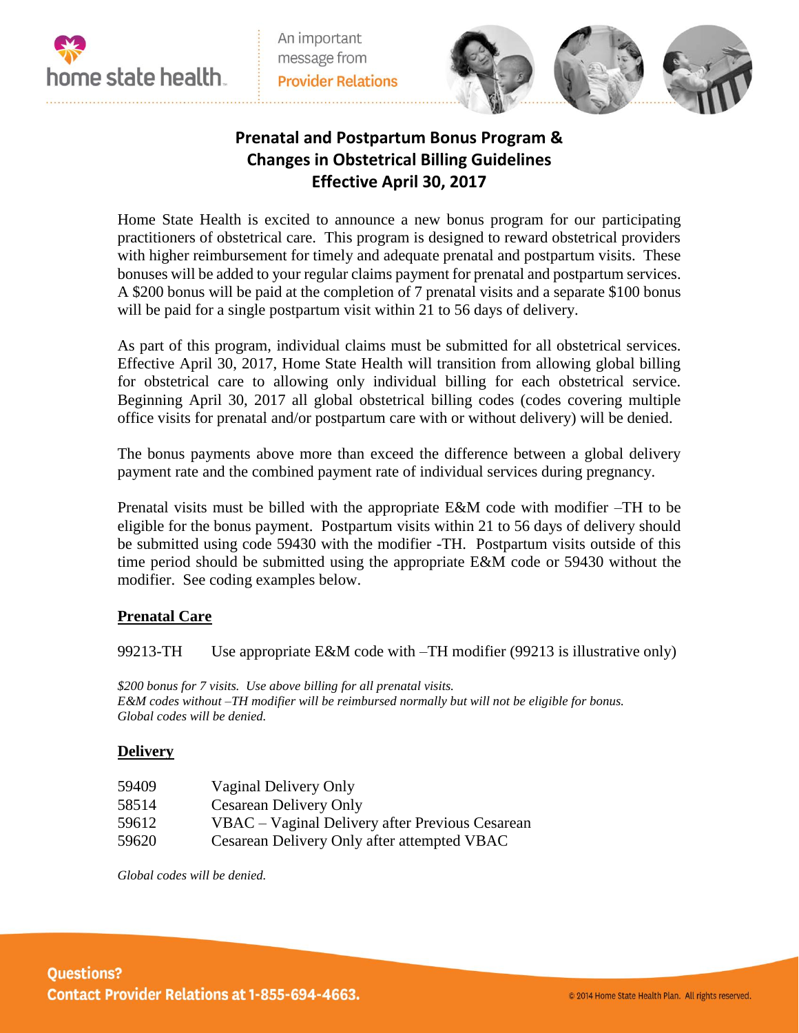home state health

An important message from **Provider Relations**

# Prenatal and Postpartum Bonus Program & Changes in Obstetrical Billing Guidelines Effective April 30, 2017

Home State Health is excited to announce a new bonus program for our participating practitioners of obstetrical care. This program is designed to reward obstetrical providers with higher reimbursement for timely and adequate prenatal and postpartum visits. These bonuses will be added to your regular claims payment for prenatal and postpartum services. A $200 bonus will be paid at the completion of 7 prenatal visits and a separate $100 bonus will be paid for a single postpartum visit within 21 to 56 days of delivery.

As part of this program, individual claims must be submitted for all obstetrical services. Effective April 30, 2017, Home State Health will transition from allowing global billing for obstetrical care to allowing only individual billing for each obstetrical service. Beginning April 30, 2017 all global obstetrical billing codes (codes covering multiple office visits for prenatal and/or postpartum care with or without delivery) will be denied.

The bonus payments above more than exceed the difference between a global delivery payment rate and the combined payment rate of individual services during pregnancy.

Prenatal visits must be billed with the appropriate E&M code with modifier –TH to be eligible for the bonus payment. Postpartum visits within 21 to 56 days of delivery should be submitted using code 59430 with the modifier -TH. Postpartum visits outside of this time period should be submitted using the appropriate E&M code or 59430 without the modifier. See coding examples below.

## Prenatal Care

| | |
|---|---|
| 99213-TH | Use appropriate E&M code with –TH modifier (99213 is illustrative only) |

*$200 bonus for 7 visits. Use above billing for all prenatal visits.*
*E&M codes without –TH modifier will be reimbursed normally but will not be eligible for bonus.*
*Global codes will be denied.*

## Delivery

| | |
|---|---|
| 59409 | Vaginal Delivery Only |
| 58514 | Cesarean Delivery Only |
| 59612 | VBAC – Vaginal Delivery after Previous Cesarean |
| 59620 | Cesarean Delivery Only after attempted VBAC |

*Global codes will be denied.*

**Questions?**
**Contact Provider Relations at 1-855-694-4663.**

© 2014 Home State Health Plan. All rights reserved.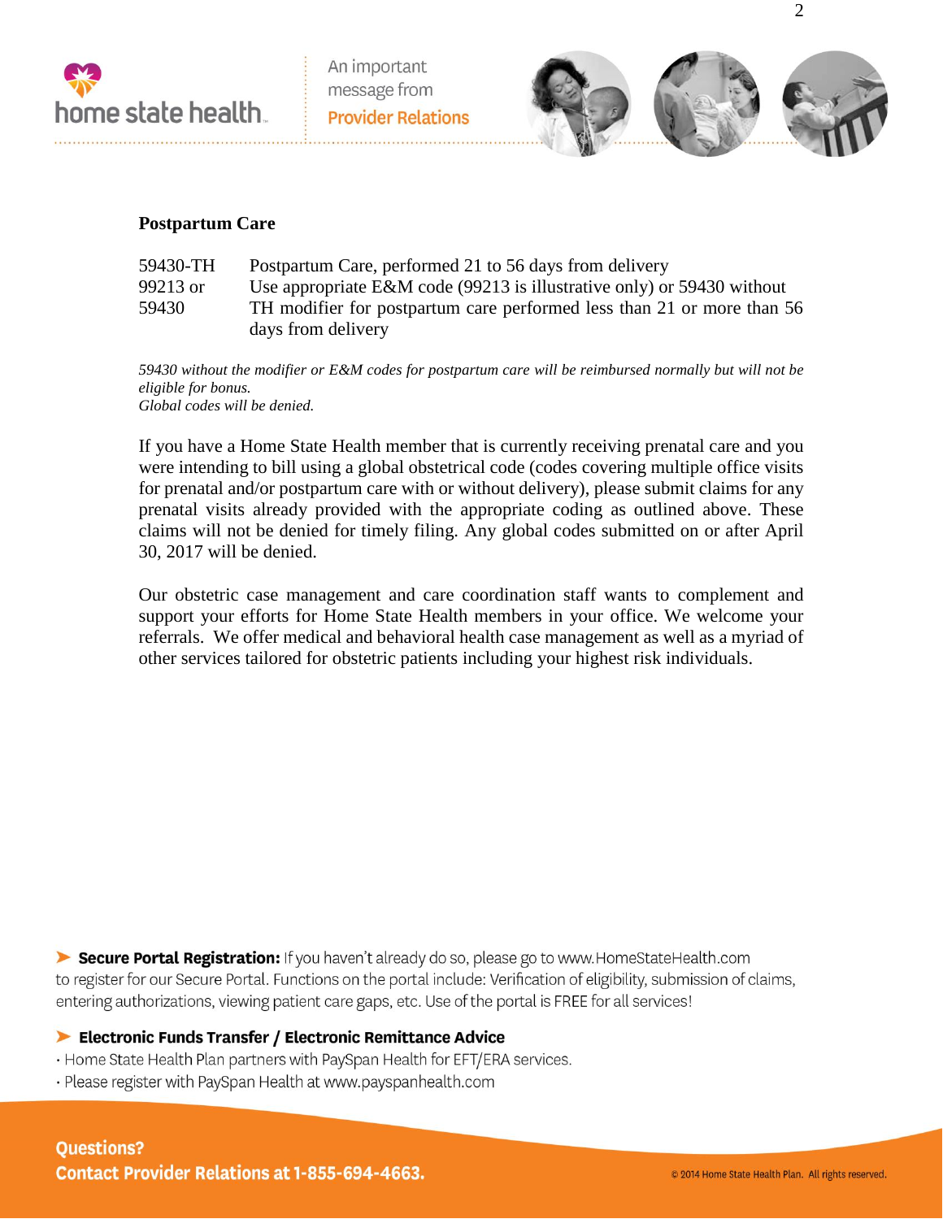**Postpartum Care**

| | |
|---|---|
| 59430-TH | Postpartum Care, performed 21 to 56 days from delivery |
| 99213 or 59430 | Use appropriate E&M code (99213 is illustrative only) or 59430 without TH modifier for postpartum care performed less than 21 or more than 56 days from delivery |

*59430 without the modifier or E&M codes for postpartum care will be reimbursed normally but will not be eligible for bonus.*
*Global codes will be denied.*

If you have a Home State Health member that is currently receiving prenatal care and you were intending to bill using a global obstetrical code (codes covering multiple office visits for prenatal and/or postpartum care with or without delivery), please submit claims for any prenatal visits already provided with the appropriate coding as outlined above. These claims will not be denied for timely filing. Any global codes submitted on or after April 30, 2017 will be denied.

Our obstetric case management and care coordination staff wants to complement and support your efforts for Home State Health members in your office. We welcome your referrals. We offer medical and behavioral health case management as well as a myriad of other services tailored for obstetric patients including your highest risk individuals.

**Secure Portal Registration:** If you haven't already do so, please go to www.HomeStateHealth.com to register for our Secure Portal. Functions on the portal include: Verification of eligibility, submission of claims, entering authorizations, viewing patient care gaps, etc. Use of the portal is FREE for all services!

**Electronic Funds Transfer / Electronic Remittance Advice**

- Home State Health Plan partners with PaySpan Health for EFT/ERA services.
- Please register with PaySpan Health at www.payspanhealth.com

**Questions?**
**Contact Provider Relations at 1-855-694-4663.**

© 2014 Home State Health Plan. All rights reserved.